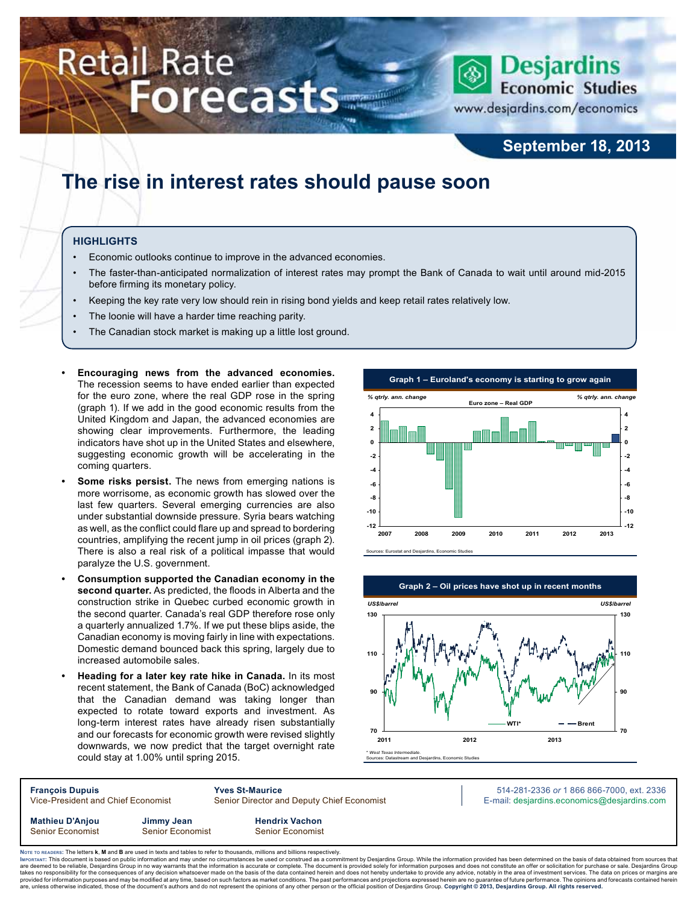# Retail Rate Forecasts

**Desjardins Economic Studies**
www.desjardins.com/economics

**September 18, 2013**

## The rise in interest rates should pause soon

### HIGHLIGHTS

- Economic outlooks continue to improve in the advanced economies.
- The faster-than-anticipated normalization of interest rates may prompt the Bank of Canada to wait until around mid-2015 before firming its monetary policy.
- Keeping the key rate very low should rein in rising bond yields and keep retail rates relatively low.
- The loonie will have a harder time reaching parity.
- The Canadian stock market is making up a little lost ground.

- **Encouraging news from the advanced economies.** The recession seems to have ended earlier than expected for the euro zone, where the real GDP rose in the spring (graph 1). If we add in the good economic results from the United Kingdom and Japan, the advanced economies are showing clear improvements. Furthermore, the leading indicators have shot up in the United States and elsewhere, suggesting economic growth will be accelerating in the coming quarters.
- **Some risks persist.** The news from emerging nations is more worrisome, as economic growth has slowed over the last few quarters. Several emerging currencies are also under substantial downside pressure. Syria bears watching as well, as the conflict could flare up and spread to bordering countries, amplifying the recent jump in oil prices (graph 2). There is also a real risk of a political impasse that would paralyze the U.S. government.
- **Consumption supported the Canadian economy in the second quarter.** As predicted, the floods in Alberta and the construction strike in Quebec curbed economic growth in the second quarter. Canada's real GDP therefore rose only a quarterly annualized 1.7%. If we put these blips aside, the Canadian economy is moving fairly in line with expectations. Domestic demand bounced back this spring, largely due to increased automobile sales.
- **Heading for a later key rate hike in Canada.** In its most recent statement, the Bank of Canada (BoC) acknowledged that the Canadian demand was taking longer than expected to rotate toward exports and investment. As long-term interest rates have already risen substantially and our forecasts for economic growth were revised slightly downwards, we now predict that the target overnight rate could stay at 1.00% until spring 2015.

**Graph 1 – Euroland's economy is starting to grow again**

Sources: Eurostat and Desjardins, Economic Studies

**Graph 2 – Oil prices have shot up in recent months**

\* West Texas Intermediate.
Sources: Datastream and Desjardins, Economic Studies

| | | |
|---|---|---|
| **François Dupuis** Vice-President and Chief Economist | **Yves St-Maurice** Senior Director and Deputy Chief Economist | 514-281-2336 *or* 1 866 866-7000, ext. 2336 E-mail: desjardins.economics@desjardins.com |
| **Mathieu D'Anjou** Senior Economist | **Jimmy Jean** Senior Economist | **Hendrix Vachon** Senior Economist |

Note to readers: The letters **k**, **M** and **B** are used in texts and tables to refer to thousands, millions and billions respectively.
Important: This document is based on public information and may under no circumstances be used or construed as a commitment by Desjardins Group. While the information provided has been determined on the basis of data obtained from sources that are deemed to be reliable, Desjardins Group in no way warrants that the information is accurate or complete. The document is provided solely for information purposes and does not constitute an offer or solicitation for purchase or sale. Desjardins Group takes no responsibility for the consequences of any decision whatsoever made on the basis of the data contained herein and does not hereby undertake to provide any advice, notably in the area of investment services. The data on prices or margins are provided for information purposes and may be modified at any time, based on such factors as market conditions. The past performances and projections expressed herein are no guarantee of future performance. The opinions and forecasts contained herein are, unless otherwise indicated, those of the document's authors and do not represent the opinions of any other person or the official position of Desjardins Group. **Copyright © 2013, Desjardins Group. All rights reserved.**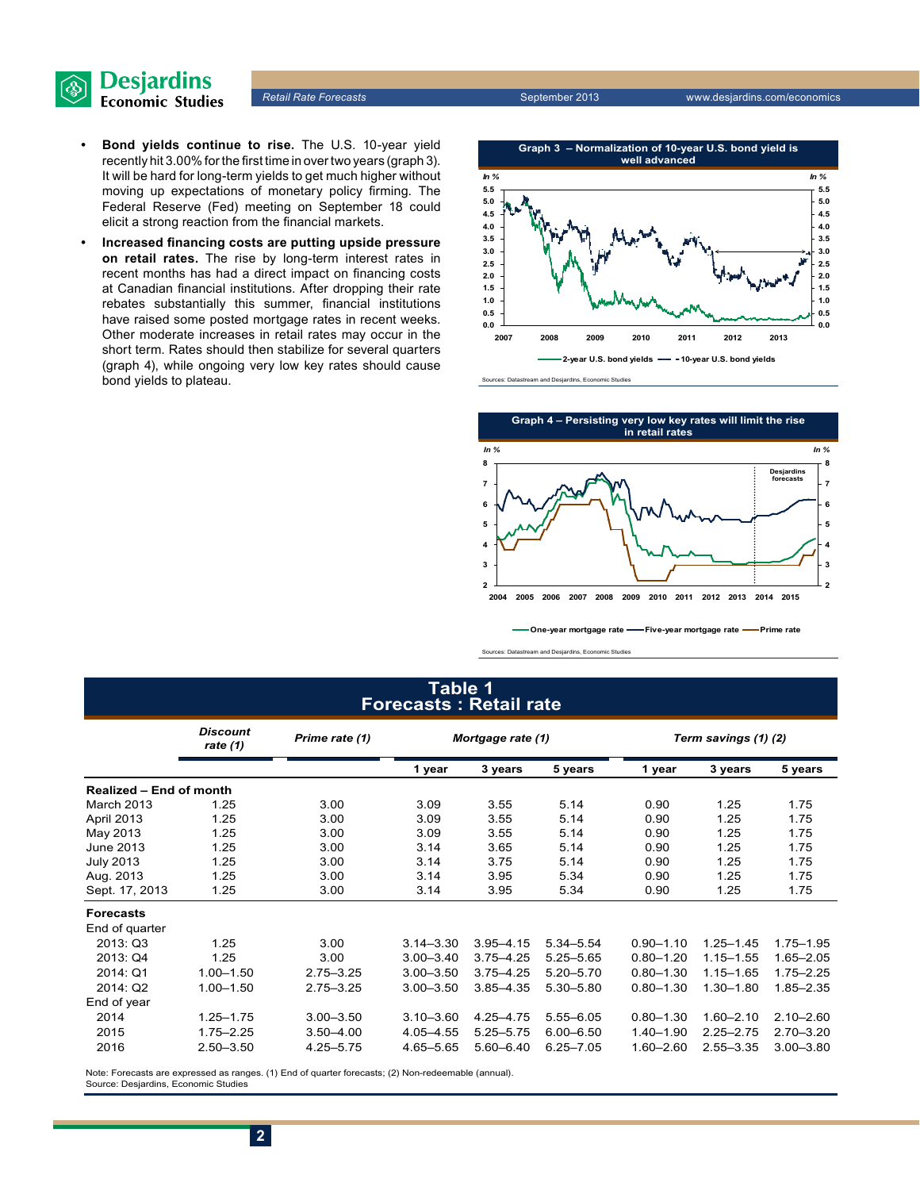- **Bond yields continue to rise.** The U.S. 10-year yield recently hit 3.00% for the first time in over two years (graph 3). It will be hard for long-term yields to get much higher without moving up expectations of monetary policy firming. The Federal Reserve (Fed) meeting on September 18 could elicit a strong reaction from the financial markets.
- **Increased financing costs are putting upside pressure on retail rates.** The rise by long-term interest rates in recent months has had a direct impact on financing costs at Canadian financial institutions. After dropping their rate rebates substantially this summer, financial institutions have raised some posted mortgage rates in recent weeks. Other moderate increases in retail rates may occur in the short term. Rates should then stabilize for several quarters (graph 4), while ongoing very low key rates should cause bond yields to plateau.

**Graph 3 – Normalization of 10-year U.S. bond yield is well advanced**

Sources: Datastream and Desjardins, Economic Studies

**Graph 4 – Persisting very low key rates will limit the rise in retail rates**

Sources: Datastream and Desjardins, Economic Studies

## Table 1
## Forecasts : Retail rate

| | Discount rate (1) | Prime rate (1) | Mortgage rate (1) | | | Term savings (1) (2) | | |
|---|---|---|---|---|---|---|---|---|
| | | | 1 year | 3 years | 5 years | 1 year | 3 years | 5 years |
| **Realized – End of month** | | | | | | | | |
| March 2013 | 1.25 | 3.00 | 3.09 | 3.55 | 5.14 | 0.90 | 1.25 | 1.75 |
| April 2013 | 1.25 | 3.00 | 3.09 | 3.55 | 5.14 | 0.90 | 1.25 | 1.75 |
| May 2013 | 1.25 | 3.00 | 3.09 | 3.55 | 5.14 | 0.90 | 1.25 | 1.75 |
| June 2013 | 1.25 | 3.00 | 3.14 | 3.65 | 5.14 | 0.90 | 1.25 | 1.75 |
| July 2013 | 1.25 | 3.00 | 3.14 | 3.75 | 5.14 | 0.90 | 1.25 | 1.75 |
| Aug. 2013 | 1.25 | 3.00 | 3.14 | 3.95 | 5.34 | 0.90 | 1.25 | 1.75 |
| Sept. 17, 2013 | 1.25 | 3.00 | 3.14 | 3.95 | 5.34 | 0.90 | 1.25 | 1.75 |
| **Forecasts** | | | | | | | | |
| End of quarter | | | | | | | | |
| 2013: Q3 | 1.25 | 3.00 | 3.14–3.30 | 3.95–4.15 | 5.34–5.54 | 0.90–1.10 | 1.25–1.45 | 1.75–1.95 |
| 2013: Q4 | 1.25 | 3.00 | 3.00–3.40 | 3.75–4.25 | 5.25–5.65 | 0.80–1.20 | 1.15–1.55 | 1.65–2.05 |
| 2014: Q1 | 1.00–1.50 | 2.75–3.25 | 3.00–3.50 | 3.75–4.25 | 5.20–5.70 | 0.80–1.30 | 1.15–1.65 | 1.75–2.25 |
| 2014: Q2 | 1.00–1.50 | 2.75–3.25 | 3.00–3.50 | 3.85–4.35 | 5.30–5.80 | 0.80–1.30 | 1.30–1.80 | 1.85–2.35 |
| End of year | | | | | | | | |
| 2014 | 1.25–1.75 | 3.00–3.50 | 3.10–3.60 | 4.25–4.75 | 5.55–6.05 | 0.80–1.30 | 1.60–2.10 | 2.10–2.60 |
| 2015 | 1.75–2.25 | 3.50–4.00 | 4.05–4.55 | 5.25–5.75 | 6.00–6.50 | 1.40–1.90 | 2.25–2.75 | 2.70–3.20 |
| 2016 | 2.50–3.50 | 4.25–5.75 | 4.65–5.65 | 5.60–6.40 | 6.25–7.05 | 1.60–2.60 | 2.55–3.35 | 3.00–3.80 |

Note: Forecasts are expressed as ranges. (1) End of quarter forecasts; (2) Non-redeemable (annual).
Source: Desjardins, Economic Studies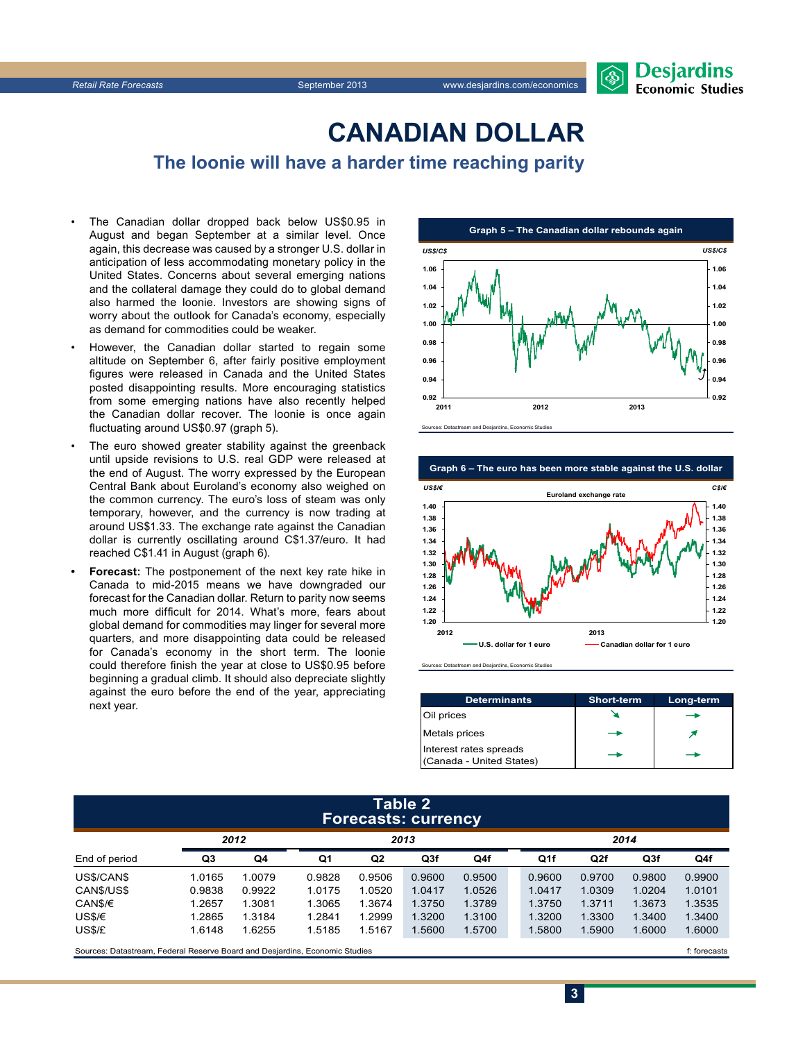# CANADIAN DOLLAR

## The loonie will have a harder time reaching parity

- The Canadian dollar dropped back below US$0.95 in August and began September at a similar level. Once again, this decrease was caused by a stronger U.S. dollar in anticipation of less accommodating monetary policy in the United States. Concerns about several emerging nations and the collateral damage they could do to global demand also harmed the loonie. Investors are showing signs of worry about the outlook for Canada's economy, especially as demand for commodities could be weaker.
- However, the Canadian dollar started to regain some altitude on September 6, after fairly positive employment figures were released in Canada and the United States posted disappointing results. More encouraging statistics from some emerging nations have also recently helped the Canadian dollar recover. The loonie is once again fluctuating around US$0.97 (graph 5).
- The euro showed greater stability against the greenback until upside revisions to U.S. real GDP were released at the end of August. The worry expressed by the European Central Bank about Euroland's economy also weighed on the common currency. The euro's loss of steam was only temporary, however, and the currency is now trading at around US$1.33. The exchange rate against the Canadian dollar is currently oscillating around C$1.37/euro. It had reached C$1.41 in August (graph 6).
- **Forecast:** The postponement of the next key rate hike in Canada to mid-2015 means we have downgraded our forecast for the Canadian dollar. Return to parity now seems much more difficult for 2014. What's more, fears about global demand for commodities may linger for several more quarters, and more disappointing data could be released for Canada's economy in the short term. The loonie could therefore finish the year at close to US$0.95 before beginning a gradual climb. It should also depreciate slightly against the euro before the end of the year, appreciating next year.

**Graph 5 – The Canadian dollar rebounds again**

Sources: Datastream and Desjardins, Economic Studies

**Graph 6 – The euro has been more stable against the U.S. dollar**

Sources: Datastream and Desjardins, Economic Studies

| Determinants | Short-term | Long-term |
|---|---|---|
| Oil prices | ↘ | → |
| Metals prices | → | ↗ |
| Interest rates spreads (Canada - United States) | → | → |

**Table 2**
**Forecasts: currency**

| | 2012 | | 2013 | | | | 2014 | | | |
|---|---|---|---|---|---|---|---|---|---|---|
| End of period | Q3 | Q4 | Q1 | Q2 | Q3f | Q4f | Q1f | Q2f | Q3f | Q4f |
| US$/CAN$ | 1.0165 | 1.0079 | 0.9828 | 0.9506 | 0.9600 | 0.9500 | 0.9600 | 0.9700 | 0.9800 | 0.9900 |
| CAN$/US$ | 0.9838 | 0.9922 | 1.0175 | 1.0520 | 1.0417 | 1.0526 | 1.0417 | 1.0309 | 1.0204 | 1.0101 |
| CAN$/€ | 1.2657 | 1.3081 | 1.3065 | 1.3674 | 1.3750 | 1.3789 | 1.3750 | 1.3711 | 1.3673 | 1.3535 |
| US$/€ | 1.2865 | 1.3184 | 1.2841 | 1.2999 | 1.3200 | 1.3100 | 1.3200 | 1.3300 | 1.3400 | 1.3400 |
| US$/£ | 1.6148 | 1.6255 | 1.5185 | 1.5167 | 1.5600 | 1.5700 | 1.5800 | 1.5900 | 1.6000 | 1.6000 |

Sources: Datastream, Federal Reserve Board and Desjardins, Economic Studies — f: forecasts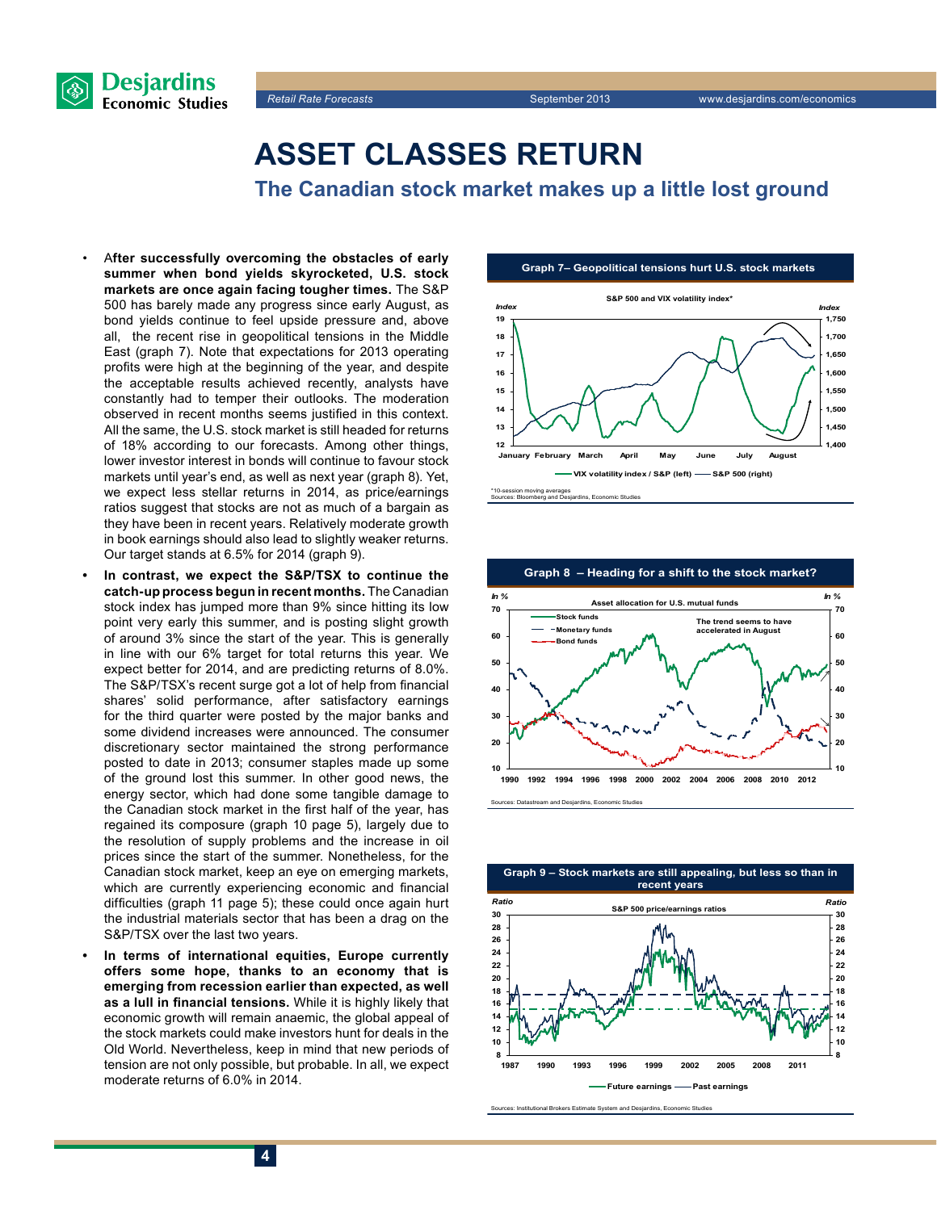# ASSET CLASSES RETURN

## The Canadian stock market makes up a little lost ground

- **After successfully overcoming the obstacles of early summer when bond yields skyrocketed, U.S. stock markets are once again facing tougher times.** The S&P 500 has barely made any progress since early August, as bond yields continue to feel upside pressure and, above all, the recent rise in geopolitical tensions in the Middle East (graph 7). Note that expectations for 2013 operating profits were high at the beginning of the year, and despite the acceptable results achieved recently, analysts have constantly had to temper their outlooks. The moderation observed in recent months seems justified in this context. All the same, the U.S. stock market is still headed for returns of 18% according to our forecasts. Among other things, lower investor interest in bonds will continue to favour stock markets until year's end, as well as next year (graph 8). Yet, we expect less stellar returns in 2014, as price/earnings ratios suggest that stocks are not as much of a bargain as they have been in recent years. Relatively moderate growth in book earnings should also lead to slightly weaker returns. Our target stands at 6.5% for 2014 (graph 9).
- **In contrast, we expect the S&P/TSX to continue the catch-up process begun in recent months.** The Canadian stock index has jumped more than 9% since hitting its low point very early this summer, and is posting slight growth of around 3% since the start of the year. This is generally in line with our 6% target for total returns this year. We expect better for 2014, and are predicting returns of 8.0%. The S&P/TSX's recent surge got a lot of help from financial shares' solid performance, after satisfactory earnings for the third quarter were posted by the major banks and some dividend increases were announced. The consumer discretionary sector maintained the strong performance posted to date in 2013; consumer staples made up some of the ground lost this summer. In other good news, the energy sector, which had done some tangible damage to the Canadian stock market in the first half of the year, has regained its composure (graph 10 page 5), largely due to the resolution of supply problems and the increase in oil prices since the start of the summer. Nonetheless, for the Canadian stock market, keep an eye on emerging markets, which are currently experiencing economic and financial difficulties (graph 11 page 5); these could once again hurt the industrial materials sector that has been a drag on the S&P/TSX over the last two years.
- **In terms of international equities, Europe currently offers some hope, thanks to an economy that is emerging from recession earlier than expected, as well as a lull in financial tensions.** While it is highly likely that economic growth will remain anaemic, the global appeal of the stock markets could make investors hunt for deals in the Old World. Nevertheless, keep in mind that new periods of tension are not only possible, but probable. In all, we expect moderate returns of 6.0% in 2014.

**Graph 7– Geopolitical tensions hurt U.S. stock markets**

S&P 500 and VIX volatility index*

VIX volatility index / S&P (left) — S&P 500 (right)

*10-session moving averages
Sources: Bloomberg and Desjardins, Economic Studies

**Graph 8 – Heading for a shift to the stock market?**

Asset allocation for U.S. mutual funds

Stock funds — Monetary funds — Bond funds

The trend seems to have accelerated in August

Sources: Datastream and Desjardins, Economic Studies

**Graph 9 – Stock markets are still appealing, but less so than in recent years**

S&P 500 price/earnings ratios

Future earnings — Past earnings

Sources: Institutional Brokers Estimate System and Desjardins, Economic Studies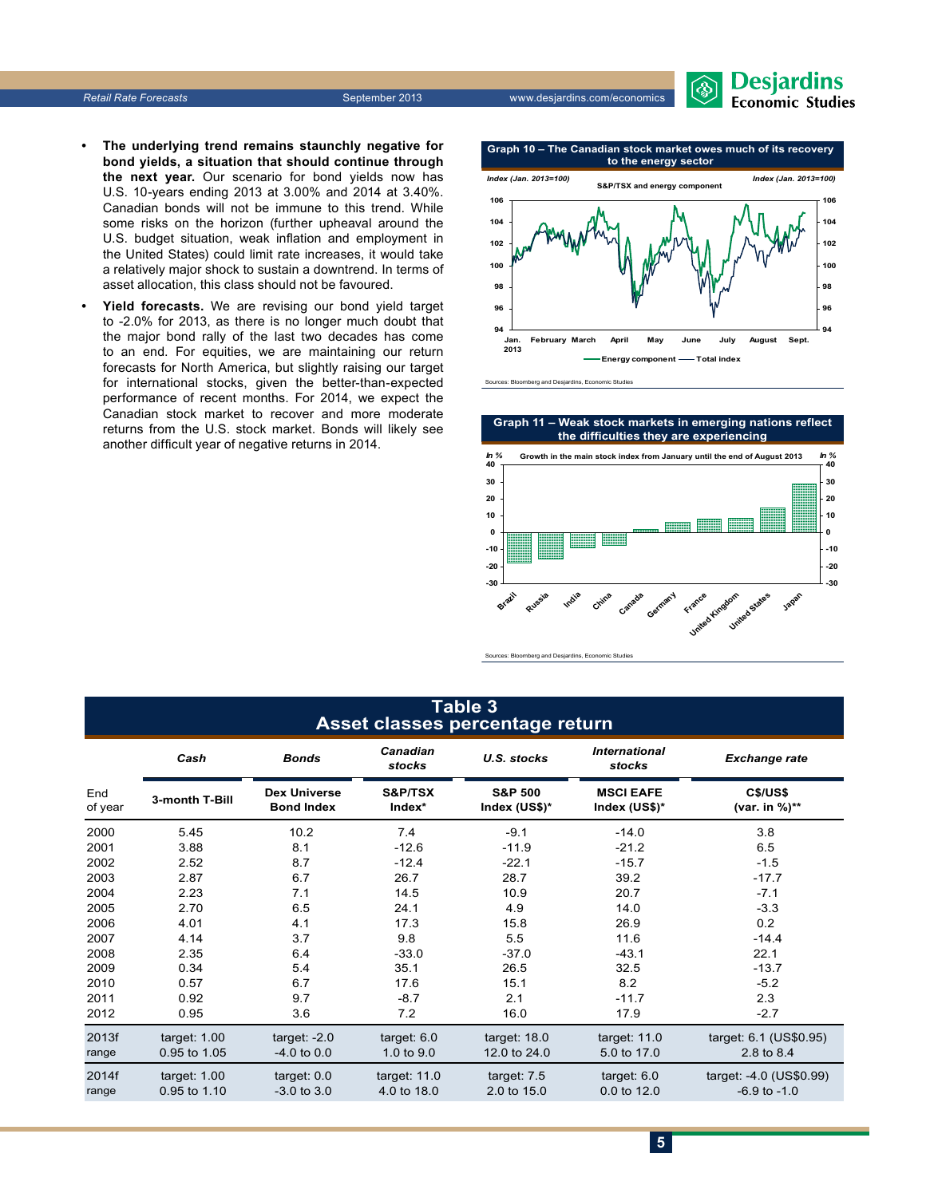- **The underlying trend remains staunchly negative for bond yields, a situation that should continue through the next year.** Our scenario for bond yields now has U.S. 10-years ending 2013 at 3.00% and 2014 at 3.40%. Canadian bonds will not be immune to this trend. While some risks on the horizon (further upheaval around the U.S. budget situation, weak inflation and employment in the United States) could limit rate increases, it would take a relatively major shock to sustain a downtrend. In terms of asset allocation, this class should not be favoured.
- **Yield forecasts.** We are revising our bond yield target to -2.0% for 2013, as there is no longer much doubt that the major bond rally of the last two decades has come to an end. For equities, we are maintaining our return forecasts for North America, but slightly raising our target for international stocks, given the better-than-expected performance of recent months. For 2014, we expect the Canadian stock market to recover and more moderate returns from the U.S. stock market. Bonds will likely see another difficult year of negative returns in 2014.

**Graph 10 – The Canadian stock market owes much of its recovery to the energy sector**

Index (Jan. 2013=100)

S&P/TSX and energy component

106, 104, 102, 100, 98, 96, 94

Jan. 2013, February, March, April, May, June, July, August, Sept.

Energy component — Total index

Sources: Bloomberg and Desjardins, Economic Studies

**Graph 11 – Weak stock markets in emerging nations reflect the difficulties they are experiencing**

In %

Growth in the main stock index from January until the end of August 2013

40, 30, 20, 10, 0, -10, -20, -30

Brazil, Russia, India, China, Canada, Germany, France, United Kingdom, United States, Japan

Sources: Bloomberg and Desjardins, Economic Studies

## Table 3
## Asset classes percentage return

| | *Cash* | *Bonds* | *Canadian stocks* | *U.S. stocks* | *International stocks* | *Exchange rate* |
|---|---|---|---|---|---|---|
| End of year | **3-month T-Bill** | **Dex Universe Bond Index** | **S&P/TSX Index*** | **S&P 500 Index (US$)*** | **MSCI EAFE Index (US$)*** | **C$/US$ (var. in %)**** |
| 2000 | 5.45 | 10.2 | 7.4 | -9.1 | -14.0 | 3.8 |
| 2001 | 3.88 | 8.1 | -12.6 | -11.9 | -21.2 | 6.5 |
| 2002 | 2.52 | 8.7 | -12.4 | -22.1 | -15.7 | -1.5 |
| 2003 | 2.87 | 6.7 | 26.7 | 28.7 | 39.2 | -17.7 |
| 2004 | 2.23 | 7.1 | 14.5 | 10.9 | 20.7 | -7.1 |
| 2005 | 2.70 | 6.5 | 24.1 | 4.9 | 14.0 | -3.3 |
| 2006 | 4.01 | 4.1 | 17.3 | 15.8 | 26.9 | 0.2 |
| 2007 | 4.14 | 3.7 | 9.8 | 5.5 | 11.6 | -14.4 |
| 2008 | 2.35 | 6.4 | -33.0 | -37.0 | -43.1 | 22.1 |
| 2009 | 0.34 | 5.4 | 35.1 | 26.5 | 32.5 | -13.7 |
| 2010 | 0.57 | 6.7 | 17.6 | 15.1 | 8.2 | -5.2 |
| 2011 | 0.92 | 9.7 | -8.7 | 2.1 | -11.7 | 2.3 |
| 2012 | 0.95 | 3.6 | 7.2 | 16.0 | 17.9 | -2.7 |
| 2013f | target: 1.00 | target: -2.0 | target: 6.0 | target: 18.0 | target: 11.0 | target: 6.1 (US$0.95) |
| range | 0.95 to 1.05 | -4.0 to 0.0 | 1.0 to 9.0 | 12.0 to 24.0 | 5.0 to 17.0 | 2.8 to 8.4 |
| 2014f | target: 1.00 | target: 0.0 | target: 11.0 | target: 7.5 | target: 6.0 | target: -4.0 (US$0.99) |
| range | 0.95 to 1.10 | -3.0 to 3.0 | 4.0 to 18.0 | 2.0 to 15.0 | 0.0 to 12.0 | -6.9 to -1.0 |